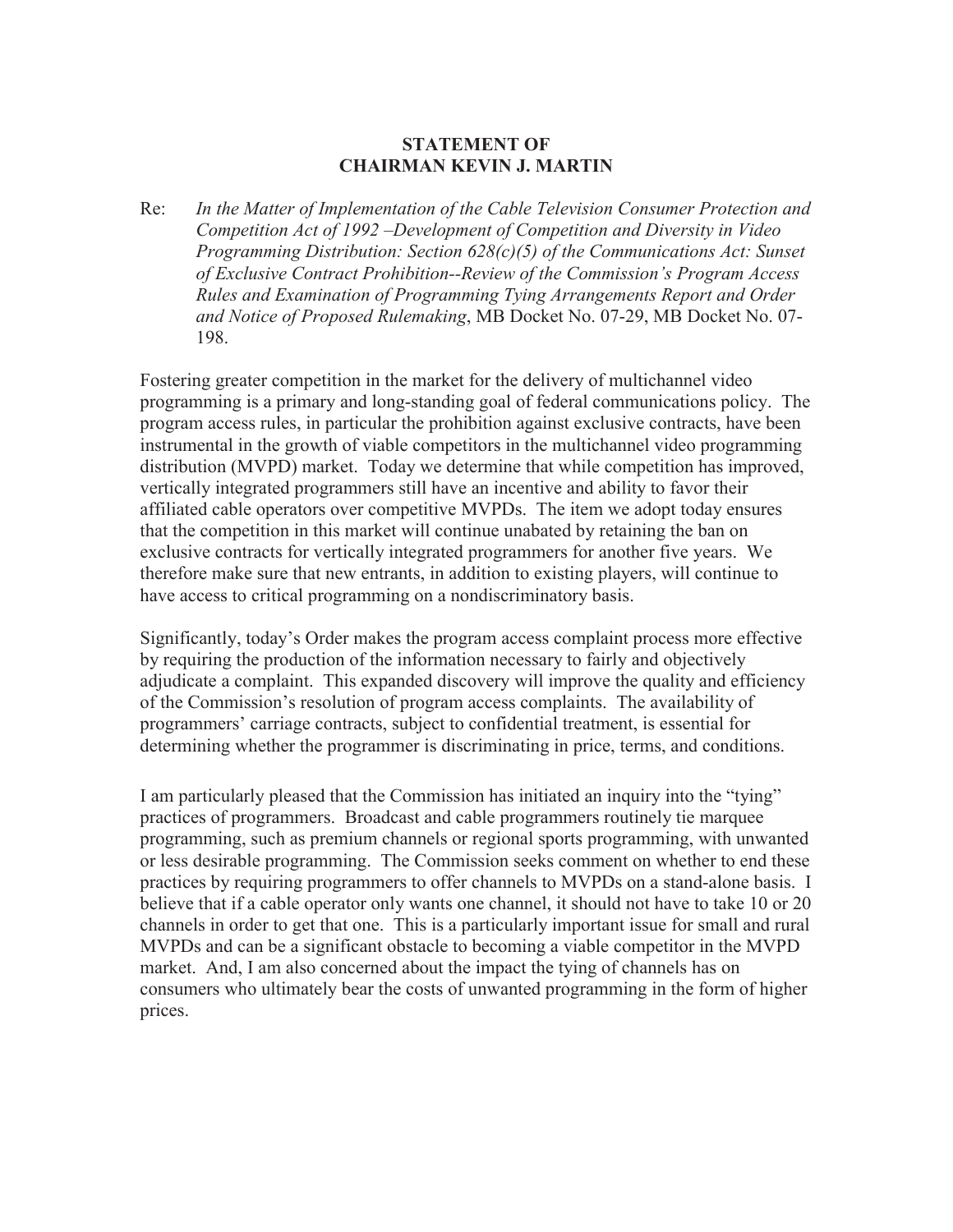**STATEMENT OF**
**CHAIRMAN KEVIN J. MARTIN**

Re: *In the Matter of Implementation of the Cable Television Consumer Protection and Competition Act of 1992 –Development of Competition and Diversity in Video Programming Distribution: Section 628(c)(5) of the Communications Act: Sunset of Exclusive Contract Prohibition--Review of the Commission's Program Access Rules and Examination of Programming Tying Arrangements Report and Order and Notice of Proposed Rulemaking*, MB Docket No. 07-29, MB Docket No. 07-198.

Fostering greater competition in the market for the delivery of multichannel video programming is a primary and long-standing goal of federal communications policy. The program access rules, in particular the prohibition against exclusive contracts, have been instrumental in the growth of viable competitors in the multichannel video programming distribution (MVPD) market. Today we determine that while competition has improved, vertically integrated programmers still have an incentive and ability to favor their affiliated cable operators over competitive MVPDs. The item we adopt today ensures that the competition in this market will continue unabated by retaining the ban on exclusive contracts for vertically integrated programmers for another five years. We therefore make sure that new entrants, in addition to existing players, will continue to have access to critical programming on a nondiscriminatory basis.

Significantly, today's Order makes the program access complaint process more effective by requiring the production of the information necessary to fairly and objectively adjudicate a complaint. This expanded discovery will improve the quality and efficiency of the Commission's resolution of program access complaints. The availability of programmers' carriage contracts, subject to confidential treatment, is essential for determining whether the programmer is discriminating in price, terms, and conditions.

I am particularly pleased that the Commission has initiated an inquiry into the "tying" practices of programmers. Broadcast and cable programmers routinely tie marquee programming, such as premium channels or regional sports programming, with unwanted or less desirable programming. The Commission seeks comment on whether to end these practices by requiring programmers to offer channels to MVPDs on a stand-alone basis. I believe that if a cable operator only wants one channel, it should not have to take 10 or 20 channels in order to get that one. This is a particularly important issue for small and rural MVPDs and can be a significant obstacle to becoming a viable competitor in the MVPD market. And, I am also concerned about the impact the tying of channels has on consumers who ultimately bear the costs of unwanted programming in the form of higher prices.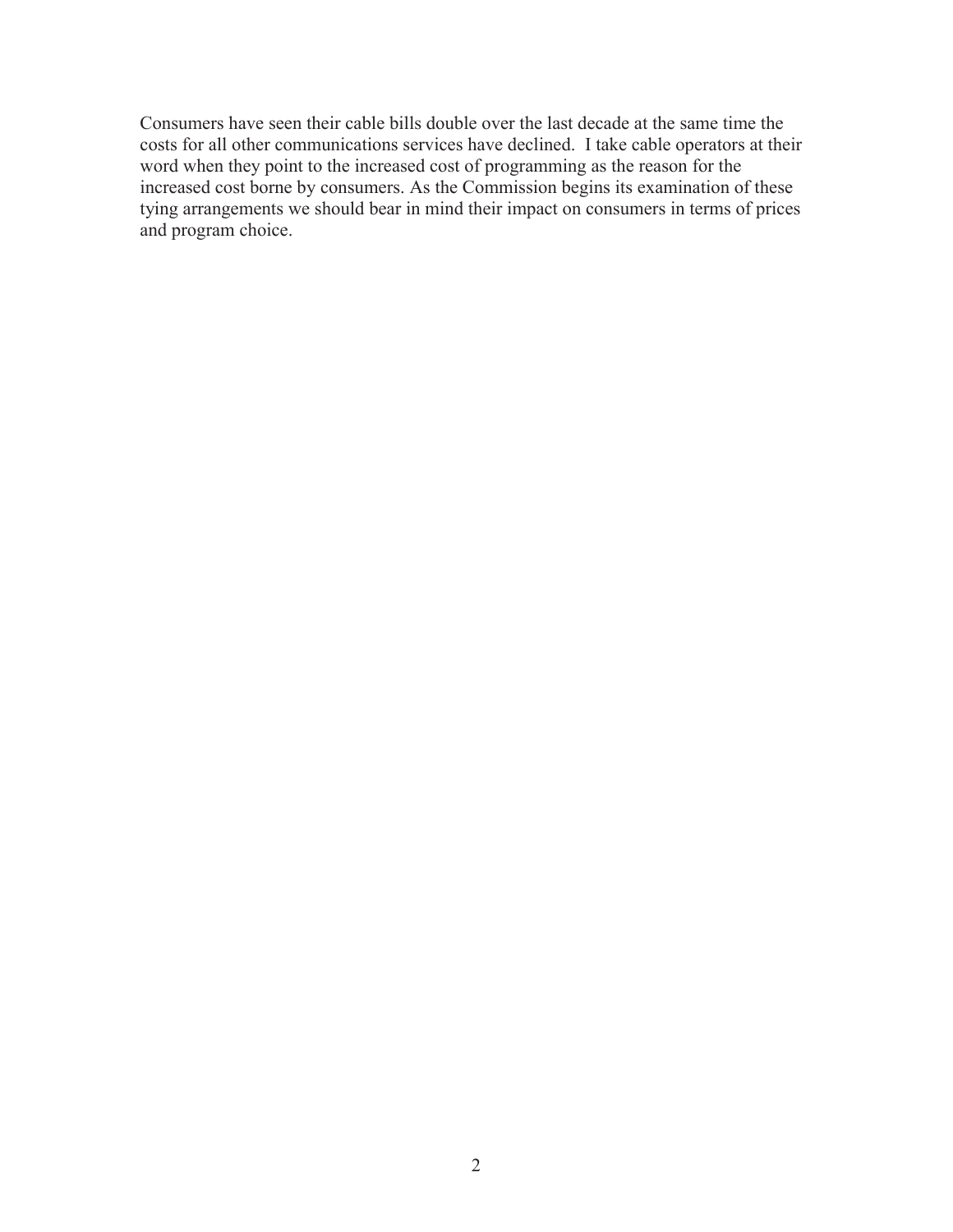Consumers have seen their cable bills double over the last decade at the same time the costs for all other communications services have declined. I take cable operators at their word when they point to the increased cost of programming as the reason for the increased cost borne by consumers. As the Commission begins its examination of these tying arrangements we should bear in mind their impact on consumers in terms of prices and program choice.